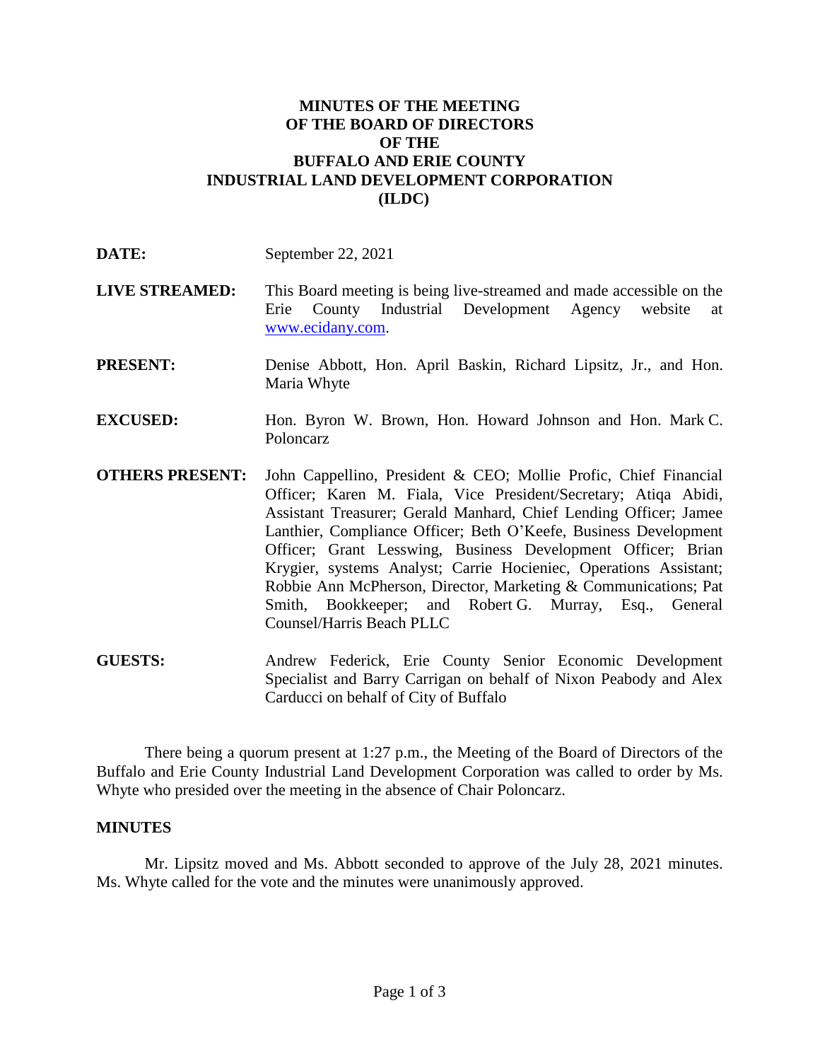# MINUTES OF THE MEETING OF THE BOARD OF DIRECTORS OF THE BUFFALO AND ERIE COUNTY INDUSTRIAL LAND DEVELOPMENT CORPORATION (ILDC)

**DATE:** September 22, 2021

**LIVE STREAMED:** This Board meeting is being live-streamed and made accessible on the Erie County Industrial Development Agency website at www.ecidany.com.

**PRESENT:** Denise Abbott, Hon. April Baskin, Richard Lipsitz, Jr., and Hon. Maria Whyte

**EXCUSED:** Hon. Byron W. Brown, Hon. Howard Johnson and Hon. Mark C. Poloncarz

**OTHERS PRESENT:** John Cappellino, President & CEO; Mollie Profic, Chief Financial Officer; Karen M. Fiala, Vice President/Secretary; Atiqa Abidi, Assistant Treasurer; Gerald Manhard, Chief Lending Officer; Jamee Lanthier, Compliance Officer; Beth O'Keefe, Business Development Officer; Grant Lesswing, Business Development Officer; Brian Krygier, systems Analyst; Carrie Hocieniec, Operations Assistant; Robbie Ann McPherson, Director, Marketing & Communications; Pat Smith, Bookkeeper; and Robert G. Murray, Esq., General Counsel/Harris Beach PLLC

**GUESTS:** Andrew Federick, Erie County Senior Economic Development Specialist and Barry Carrigan on behalf of Nixon Peabody and Alex Carducci on behalf of City of Buffalo

There being a quorum present at 1:27 p.m., the Meeting of the Board of Directors of the Buffalo and Erie County Industrial Land Development Corporation was called to order by Ms. Whyte who presided over the meeting in the absence of Chair Poloncarz.

## MINUTES

Mr. Lipsitz moved and Ms. Abbott seconded to approve of the July 28, 2021 minutes. Ms. Whyte called for the vote and the minutes were unanimously approved.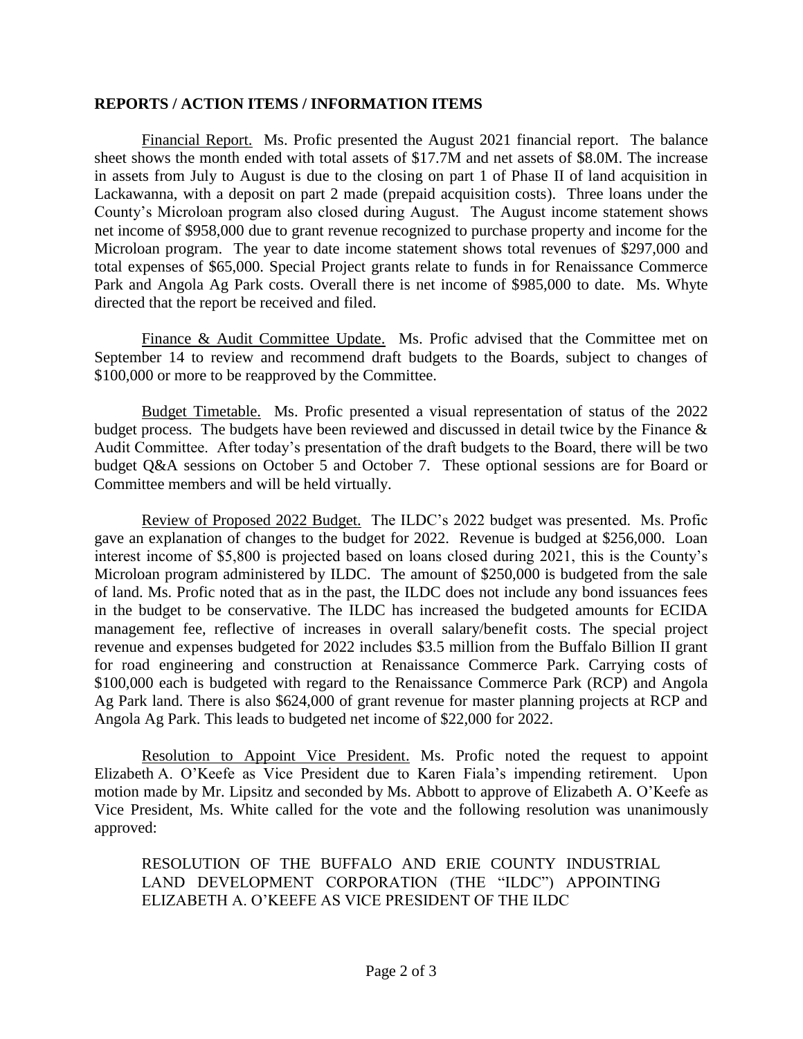**REPORTS / ACTION ITEMS / INFORMATION ITEMS**

Financial Report. Ms. Profic presented the August 2021 financial report. The balance sheet shows the month ended with total assets of $17.7M and net assets of $8.0M. The increase in assets from July to August is due to the closing on part 1 of Phase II of land acquisition in Lackawanna, with a deposit on part 2 made (prepaid acquisition costs). Three loans under the County's Microloan program also closed during August. The August income statement shows net income of $958,000 due to grant revenue recognized to purchase property and income for the Microloan program. The year to date income statement shows total revenues of $297,000 and total expenses of $65,000. Special Project grants relate to funds in for Renaissance Commerce Park and Angola Ag Park costs. Overall there is net income of $985,000 to date. Ms. Whyte directed that the report be received and filed.

Finance & Audit Committee Update. Ms. Profic advised that the Committee met on September 14 to review and recommend draft budgets to the Boards, subject to changes of $100,000 or more to be reapproved by the Committee.

Budget Timetable. Ms. Profic presented a visual representation of status of the 2022 budget process. The budgets have been reviewed and discussed in detail twice by the Finance & Audit Committee. After today's presentation of the draft budgets to the Board, there will be two budget Q&A sessions on October 5 and October 7. These optional sessions are for Board or Committee members and will be held virtually.

Review of Proposed 2022 Budget. The ILDC's 2022 budget was presented. Ms. Profic gave an explanation of changes to the budget for 2022. Revenue is budgeted at $256,000. Loan interest income of $5,800 is projected based on loans closed during 2021, this is the County's Microloan program administered by ILDC. The amount of $250,000 is budgeted from the sale of land. Ms. Profic noted that as in the past, the ILDC does not include any bond issuances fees in the budget to be conservative. The ILDC has increased the budgeted amounts for ECIDA management fee, reflective of increases in overall salary/benefit costs. The special project revenue and expenses budgeted for 2022 includes $3.5 million from the Buffalo Billion II grant for road engineering and construction at Renaissance Commerce Park. Carrying costs of $100,000 each is budgeted with regard to the Renaissance Commerce Park (RCP) and Angola Ag Park land. There is also $624,000 of grant revenue for master planning projects at RCP and Angola Ag Park. This leads to budgeted net income of $22,000 for 2022.

Resolution to Appoint Vice President. Ms. Profic noted the request to appoint Elizabeth A. O'Keefe as Vice President due to Karen Fiala's impending retirement. Upon motion made by Mr. Lipsitz and seconded by Ms. Abbott to approve of Elizabeth A. O'Keefe as Vice President, Ms. White called for the vote and the following resolution was unanimously approved:

RESOLUTION OF THE BUFFALO AND ERIE COUNTY INDUSTRIAL LAND DEVELOPMENT CORPORATION (THE "ILDC") APPOINTING ELIZABETH A. O'KEEFE AS VICE PRESIDENT OF THE ILDC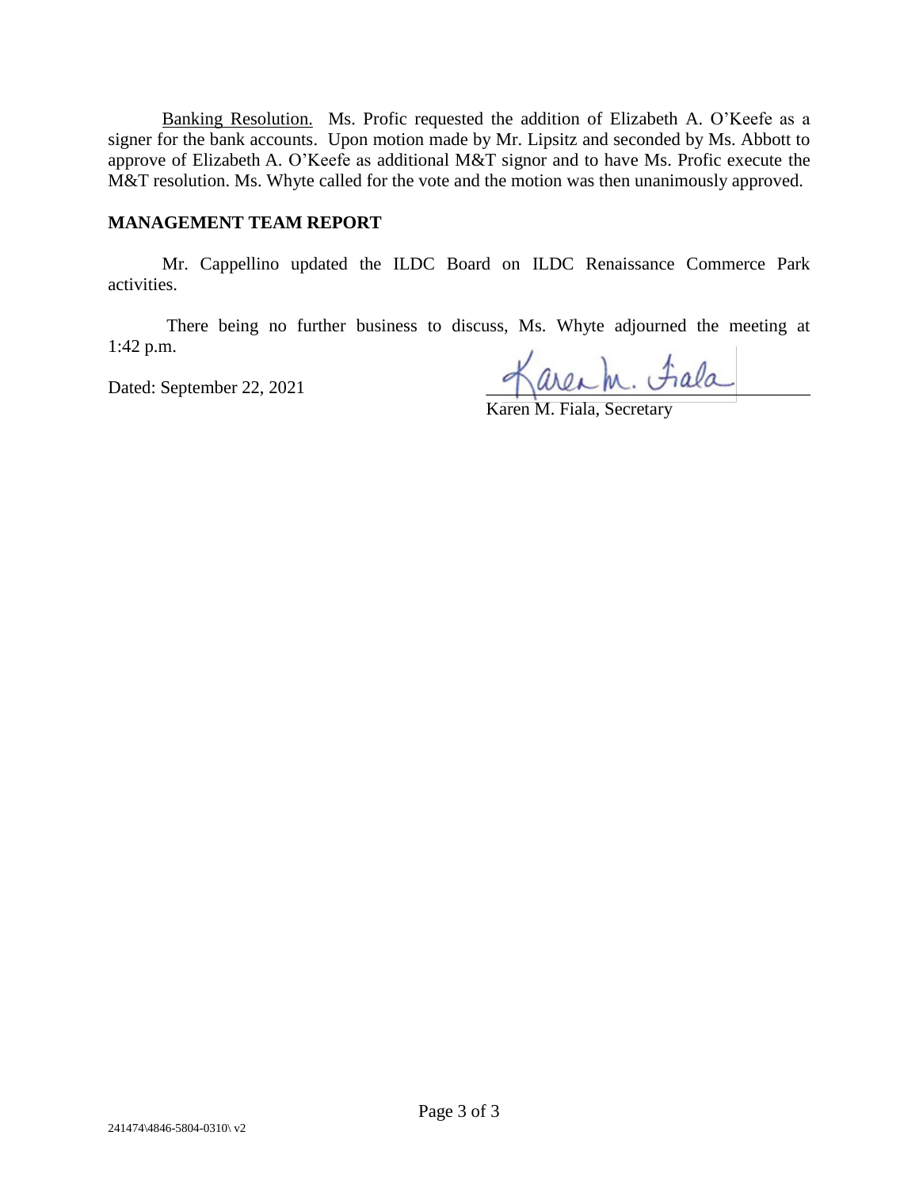Banking Resolution. Ms. Profic requested the addition of Elizabeth A. O'Keefe as a signer for the bank accounts. Upon motion made by Mr. Lipsitz and seconded by Ms. Abbott to approve of Elizabeth A. O'Keefe as additional M&T signor and to have Ms. Profic execute the M&T resolution. Ms. Whyte called for the vote and the motion was then unanimously approved.

## MANAGEMENT TEAM REPORT

Mr. Cappellino updated the ILDC Board on ILDC Renaissance Commerce Park activities.

There being no further business to discuss, Ms. Whyte adjourned the meeting at 1:42 p.m.

Dated: September 22, 2021

Karen M. Fiala

Karen M. Fiala, Secretary

241474\4846-5804-0310\ v2